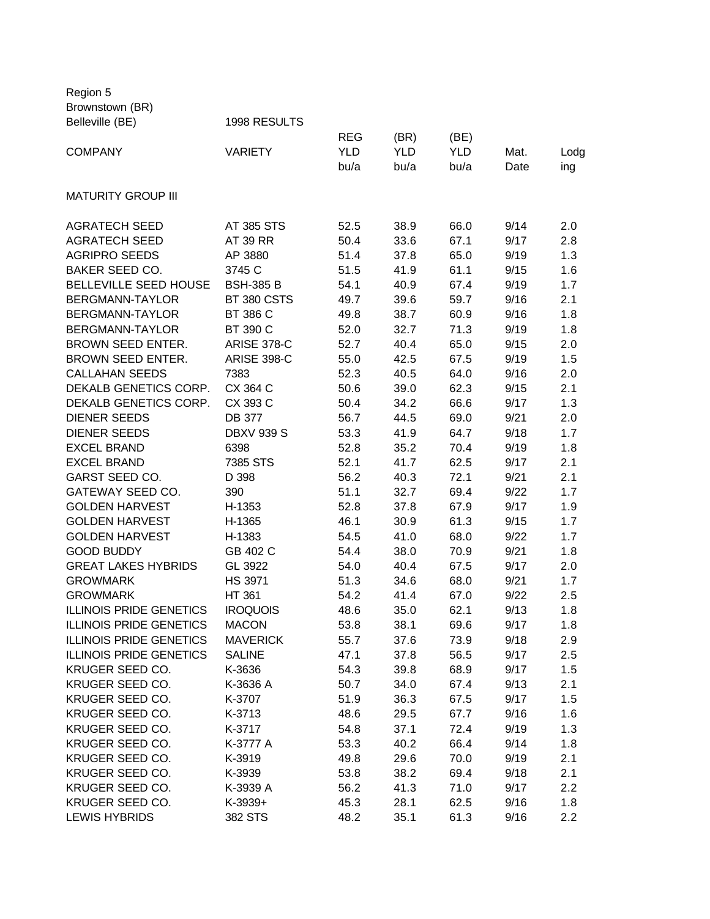Region 5
Brownstown (BR)
Belleville (BE) 1998 RESULTS

| COMPANY | VARIETY | REG YLD bu/a | (BR) YLD bu/a | (BE) YLD bu/a | Mat. Date | Lodging |
|---|---|---|---|---|---|---|
| MATURITY GROUP III | | | | | | |
| AGRATECH SEED | AT 385 STS | 52.5 | 38.9 | 66.0 | 9/14 | 2.0 |
| AGRATECH SEED | AT 39 RR | 50.4 | 33.6 | 67.1 | 9/17 | 2.8 |
| AGRIPRO SEEDS | AP 3880 | 51.4 | 37.8 | 65.0 | 9/19 | 1.3 |
| BAKER SEED CO. | 3745 C | 51.5 | 41.9 | 61.1 | 9/15 | 1.6 |
| BELLEVILLE SEED HOUSE | BSH-385 B | 54.1 | 40.9 | 67.4 | 9/19 | 1.7 |
| BERGMANN-TAYLOR | BT 380 CSTS | 49.7 | 39.6 | 59.7 | 9/16 | 2.1 |
| BERGMANN-TAYLOR | BT 386 C | 49.8 | 38.7 | 60.9 | 9/16 | 1.8 |
| BERGMANN-TAYLOR | BT 390 C | 52.0 | 32.7 | 71.3 | 9/19 | 1.8 |
| BROWN SEED ENTER. | ARISE 378-C | 52.7 | 40.4 | 65.0 | 9/15 | 2.0 |
| BROWN SEED ENTER. | ARISE 398-C | 55.0 | 42.5 | 67.5 | 9/19 | 1.5 |
| CALLAHAN SEEDS | 7383 | 52.3 | 40.5 | 64.0 | 9/16 | 2.0 |
| DEKALB GENETICS CORP. | CX 364 C | 50.6 | 39.0 | 62.3 | 9/15 | 2.1 |
| DEKALB GENETICS CORP. | CX 393 C | 50.4 | 34.2 | 66.6 | 9/17 | 1.3 |
| DIENER SEEDS | DB 377 | 56.7 | 44.5 | 69.0 | 9/21 | 2.0 |
| DIENER SEEDS | DBXV 939 S | 53.3 | 41.9 | 64.7 | 9/18 | 1.7 |
| EXCEL BRAND | 6398 | 52.8 | 35.2 | 70.4 | 9/19 | 1.8 |
| EXCEL BRAND | 7385 STS | 52.1 | 41.7 | 62.5 | 9/17 | 2.1 |
| GARST SEED CO. | D 398 | 56.2 | 40.3 | 72.1 | 9/21 | 2.1 |
| GATEWAY SEED CO. | 390 | 51.1 | 32.7 | 69.4 | 9/22 | 1.7 |
| GOLDEN HARVEST | H-1353 | 52.8 | 37.8 | 67.9 | 9/17 | 1.9 |
| GOLDEN HARVEST | H-1365 | 46.1 | 30.9 | 61.3 | 9/15 | 1.7 |
| GOLDEN HARVEST | H-1383 | 54.5 | 41.0 | 68.0 | 9/22 | 1.7 |
| GOOD BUDDY | GB 402 C | 54.4 | 38.0 | 70.9 | 9/21 | 1.8 |
| GREAT LAKES HYBRIDS | GL 3922 | 54.0 | 40.4 | 67.5 | 9/17 | 2.0 |
| GROWMARK | HS 3971 | 51.3 | 34.6 | 68.0 | 9/21 | 1.7 |
| GROWMARK | HT 361 | 54.2 | 41.4 | 67.0 | 9/22 | 2.5 |
| ILLINOIS PRIDE GENETICS | IROQUOIS | 48.6 | 35.0 | 62.1 | 9/13 | 1.8 |
| ILLINOIS PRIDE GENETICS | MACON | 53.8 | 38.1 | 69.6 | 9/17 | 1.8 |
| ILLINOIS PRIDE GENETICS | MAVERICK | 55.7 | 37.6 | 73.9 | 9/18 | 2.9 |
| ILLINOIS PRIDE GENETICS | SALINE | 47.1 | 37.8 | 56.5 | 9/17 | 2.5 |
| KRUGER SEED CO. | K-3636 | 54.3 | 39.8 | 68.9 | 9/17 | 1.5 |
| KRUGER SEED CO. | K-3636 A | 50.7 | 34.0 | 67.4 | 9/13 | 2.1 |
| KRUGER SEED CO. | K-3707 | 51.9 | 36.3 | 67.5 | 9/17 | 1.5 |
| KRUGER SEED CO. | K-3713 | 48.6 | 29.5 | 67.7 | 9/16 | 1.6 |
| KRUGER SEED CO. | K-3717 | 54.8 | 37.1 | 72.4 | 9/19 | 1.3 |
| KRUGER SEED CO. | K-3777 A | 53.3 | 40.2 | 66.4 | 9/14 | 1.8 |
| KRUGER SEED CO. | K-3919 | 49.8 | 29.6 | 70.0 | 9/19 | 2.1 |
| KRUGER SEED CO. | K-3939 | 53.8 | 38.2 | 69.4 | 9/18 | 2.1 |
| KRUGER SEED CO. | K-3939 A | 56.2 | 41.3 | 71.0 | 9/17 | 2.2 |
| KRUGER SEED CO. | K-3939+ | 45.3 | 28.1 | 62.5 | 9/16 | 1.8 |
| LEWIS HYBRIDS | 382 STS | 48.2 | 35.1 | 61.3 | 9/16 | 2.2 |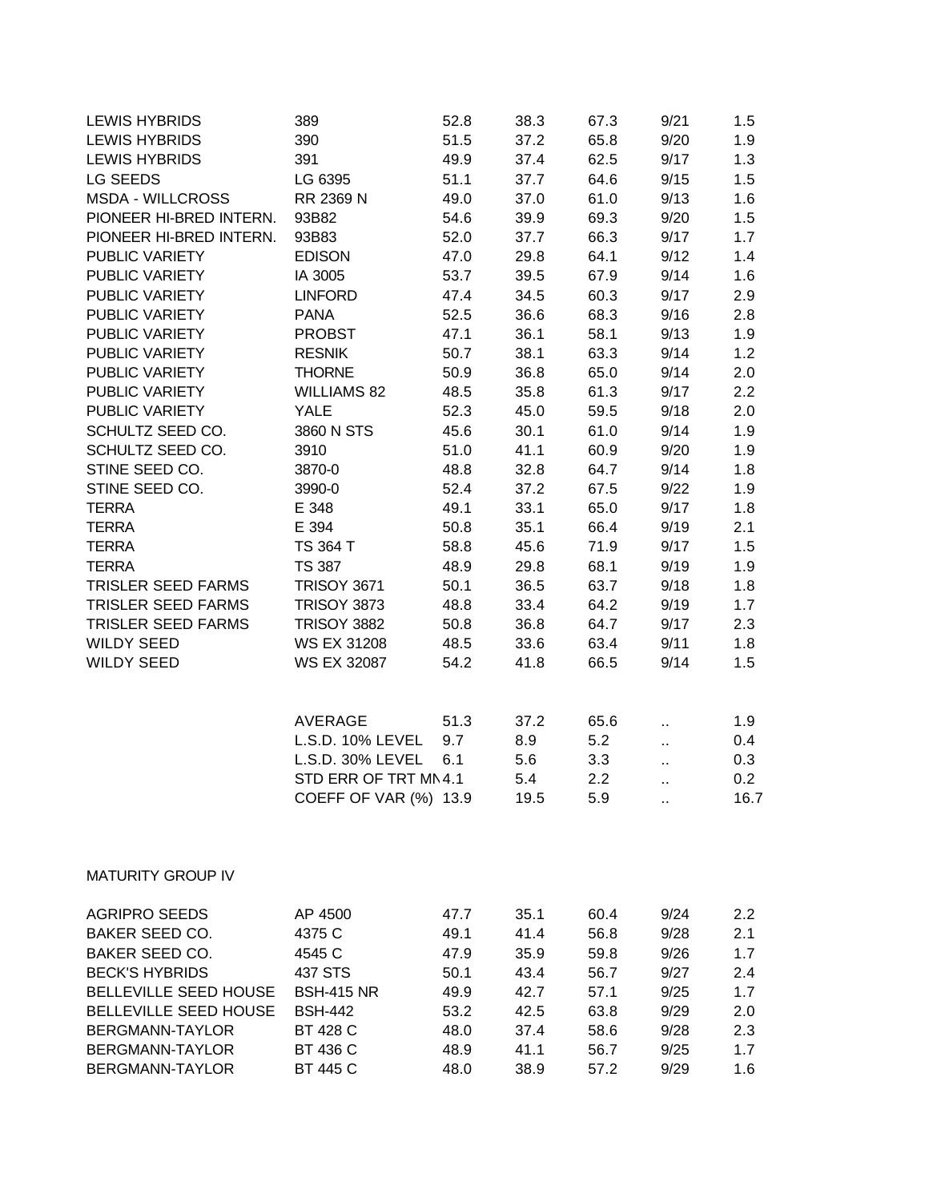| | | | | | | |
|---|---|---|---|---|---|---|
| LEWIS HYBRIDS | 389 | 52.8 | 38.3 | 67.3 | 9/21 | 1.5 |
| LEWIS HYBRIDS | 390 | 51.5 | 37.2 | 65.8 | 9/20 | 1.9 |
| LEWIS HYBRIDS | 391 | 49.9 | 37.4 | 62.5 | 9/17 | 1.3 |
| LG SEEDS | LG 6395 | 51.1 | 37.7 | 64.6 | 9/15 | 1.5 |
| MSDA - WILLCROSS | RR 2369 N | 49.0 | 37.0 | 61.0 | 9/13 | 1.6 |
| PIONEER HI-BRED INTERN. | 93B82 | 54.6 | 39.9 | 69.3 | 9/20 | 1.5 |
| PIONEER HI-BRED INTERN. | 93B83 | 52.0 | 37.7 | 66.3 | 9/17 | 1.7 |
| PUBLIC VARIETY | EDISON | 47.0 | 29.8 | 64.1 | 9/12 | 1.4 |
| PUBLIC VARIETY | IA 3005 | 53.7 | 39.5 | 67.9 | 9/14 | 1.6 |
| PUBLIC VARIETY | LINFORD | 47.4 | 34.5 | 60.3 | 9/17 | 2.9 |
| PUBLIC VARIETY | PANA | 52.5 | 36.6 | 68.3 | 9/16 | 2.8 |
| PUBLIC VARIETY | PROBST | 47.1 | 36.1 | 58.1 | 9/13 | 1.9 |
| PUBLIC VARIETY | RESNIK | 50.7 | 38.1 | 63.3 | 9/14 | 1.2 |
| PUBLIC VARIETY | THORNE | 50.9 | 36.8 | 65.0 | 9/14 | 2.0 |
| PUBLIC VARIETY | WILLIAMS 82 | 48.5 | 35.8 | 61.3 | 9/17 | 2.2 |
| PUBLIC VARIETY | YALE | 52.3 | 45.0 | 59.5 | 9/18 | 2.0 |
| SCHULTZ SEED CO. | 3860 N STS | 45.6 | 30.1 | 61.0 | 9/14 | 1.9 |
| SCHULTZ SEED CO. | 3910 | 51.0 | 41.1 | 60.9 | 9/20 | 1.9 |
| STINE SEED CO. | 3870-0 | 48.8 | 32.8 | 64.7 | 9/14 | 1.8 |
| STINE SEED CO. | 3990-0 | 52.4 | 37.2 | 67.5 | 9/22 | 1.9 |
| TERRA | E 348 | 49.1 | 33.1 | 65.0 | 9/17 | 1.8 |
| TERRA | E 394 | 50.8 | 35.1 | 66.4 | 9/19 | 2.1 |
| TERRA | TS 364 T | 58.8 | 45.6 | 71.9 | 9/17 | 1.5 |
| TERRA | TS 387 | 48.9 | 29.8 | 68.1 | 9/19 | 1.9 |
| TRISLER SEED FARMS | TRISOY 3671 | 50.1 | 36.5 | 63.7 | 9/18 | 1.8 |
| TRISLER SEED FARMS | TRISOY 3873 | 48.8 | 33.4 | 64.2 | 9/19 | 1.7 |
| TRISLER SEED FARMS | TRISOY 3882 | 50.8 | 36.8 | 64.7 | 9/17 | 2.3 |
| WILDY SEED | WS EX 31208 | 48.5 | 33.6 | 63.4 | 9/11 | 1.8 |
| WILDY SEED | WS EX 32087 | 54.2 | 41.8 | 66.5 | 9/14 | 1.5 |
| | | | | | | |
| | AVERAGE | 51.3 | 37.2 | 65.6 | .. | 1.9 |
| | L.S.D. 10% LEVEL | 9.7 | 8.9 | 5.2 | .. | 0.4 |
| | L.S.D. 30% LEVEL | 6.1 | 5.6 | 3.3 | .. | 0.3 |
| | STD ERR OF TRT MN | 4.1 | 5.4 | 2.2 | .. | 0.2 |
| | COEFF OF VAR (%) | 13.9 | 19.5 | 5.9 | .. | 16.7 |

MATURITY GROUP IV

| | | | | | | |
|---|---|---|---|---|---|---|
| AGRIPRO SEEDS | AP 4500 | 47.7 | 35.1 | 60.4 | 9/24 | 2.2 |
| BAKER SEED CO. | 4375 C | 49.1 | 41.4 | 56.8 | 9/28 | 2.1 |
| BAKER SEED CO. | 4545 C | 47.9 | 35.9 | 59.8 | 9/26 | 1.7 |
| BECK'S HYBRIDS | 437 STS | 50.1 | 43.4 | 56.7 | 9/27 | 2.4 |
| BELLEVILLE SEED HOUSE | BSH-415 NR | 49.9 | 42.7 | 57.1 | 9/25 | 1.7 |
| BELLEVILLE SEED HOUSE | BSH-442 | 53.2 | 42.5 | 63.8 | 9/29 | 2.0 |
| BERGMANN-TAYLOR | BT 428 C | 48.0 | 37.4 | 58.6 | 9/28 | 2.3 |
| BERGMANN-TAYLOR | BT 436 C | 48.9 | 41.1 | 56.7 | 9/25 | 1.7 |
| BERGMANN-TAYLOR | BT 445 C | 48.0 | 38.9 | 57.2 | 9/29 | 1.6 |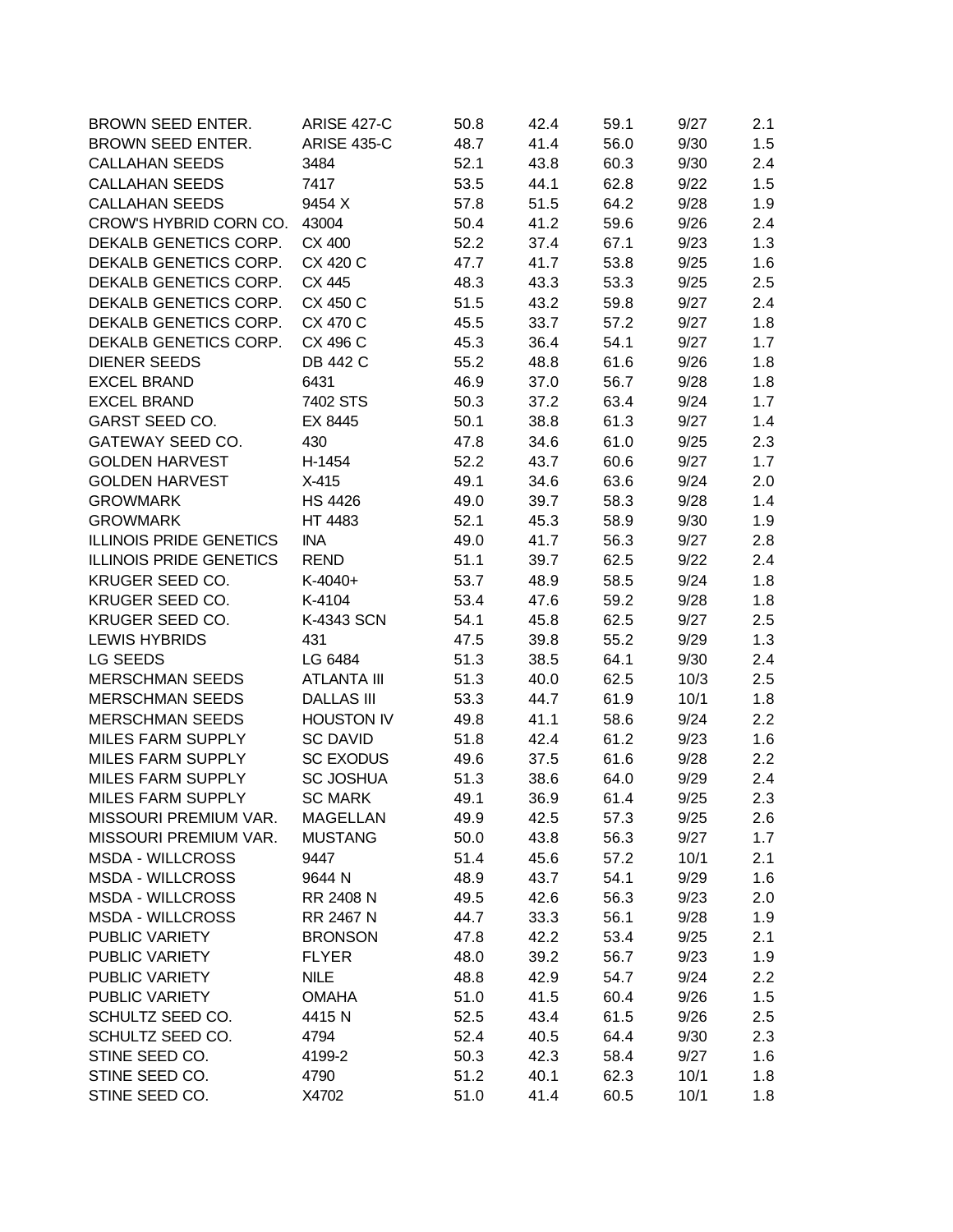| | | | | | | |
|---|---|---|---|---|---|---|
| BROWN SEED ENTER. | ARISE 427-C | 50.8 | 42.4 | 59.1 | 9/27 | 2.1 |
| BROWN SEED ENTER. | ARISE 435-C | 48.7 | 41.4 | 56.0 | 9/30 | 1.5 |
| CALLAHAN SEEDS | 3484 | 52.1 | 43.8 | 60.3 | 9/30 | 2.4 |
| CALLAHAN SEEDS | 7417 | 53.5 | 44.1 | 62.8 | 9/22 | 1.5 |
| CALLAHAN SEEDS | 9454 X | 57.8 | 51.5 | 64.2 | 9/28 | 1.9 |
| CROW'S HYBRID CORN CO. | 43004 | 50.4 | 41.2 | 59.6 | 9/26 | 2.4 |
| DEKALB GENETICS CORP. | CX 400 | 52.2 | 37.4 | 67.1 | 9/23 | 1.3 |
| DEKALB GENETICS CORP. | CX 420 C | 47.7 | 41.7 | 53.8 | 9/25 | 1.6 |
| DEKALB GENETICS CORP. | CX 445 | 48.3 | 43.3 | 53.3 | 9/25 | 2.5 |
| DEKALB GENETICS CORP. | CX 450 C | 51.5 | 43.2 | 59.8 | 9/27 | 2.4 |
| DEKALB GENETICS CORP. | CX 470 C | 45.5 | 33.7 | 57.2 | 9/27 | 1.8 |
| DEKALB GENETICS CORP. | CX 496 C | 45.3 | 36.4 | 54.1 | 9/27 | 1.7 |
| DIENER SEEDS | DB 442 C | 55.2 | 48.8 | 61.6 | 9/26 | 1.8 |
| EXCEL BRAND | 6431 | 46.9 | 37.0 | 56.7 | 9/28 | 1.8 |
| EXCEL BRAND | 7402 STS | 50.3 | 37.2 | 63.4 | 9/24 | 1.7 |
| GARST SEED CO. | EX 8445 | 50.1 | 38.8 | 61.3 | 9/27 | 1.4 |
| GATEWAY SEED CO. | 430 | 47.8 | 34.6 | 61.0 | 9/25 | 2.3 |
| GOLDEN HARVEST | H-1454 | 52.2 | 43.7 | 60.6 | 9/27 | 1.7 |
| GOLDEN HARVEST | X-415 | 49.1 | 34.6 | 63.6 | 9/24 | 2.0 |
| GROWMARK | HS 4426 | 49.0 | 39.7 | 58.3 | 9/28 | 1.4 |
| GROWMARK | HT 4483 | 52.1 | 45.3 | 58.9 | 9/30 | 1.9 |
| ILLINOIS PRIDE GENETICS | INA | 49.0 | 41.7 | 56.3 | 9/27 | 2.8 |
| ILLINOIS PRIDE GENETICS | REND | 51.1 | 39.7 | 62.5 | 9/22 | 2.4 |
| KRUGER SEED CO. | K-4040+ | 53.7 | 48.9 | 58.5 | 9/24 | 1.8 |
| KRUGER SEED CO. | K-4104 | 53.4 | 47.6 | 59.2 | 9/28 | 1.8 |
| KRUGER SEED CO. | K-4343 SCN | 54.1 | 45.8 | 62.5 | 9/27 | 2.5 |
| LEWIS HYBRIDS | 431 | 47.5 | 39.8 | 55.2 | 9/29 | 1.3 |
| LG SEEDS | LG 6484 | 51.3 | 38.5 | 64.1 | 9/30 | 2.4 |
| MERSCHMAN SEEDS | ATLANTA III | 51.3 | 40.0 | 62.5 | 10/3 | 2.5 |
| MERSCHMAN SEEDS | DALLAS III | 53.3 | 44.7 | 61.9 | 10/1 | 1.8 |
| MERSCHMAN SEEDS | HOUSTON IV | 49.8 | 41.1 | 58.6 | 9/24 | 2.2 |
| MILES FARM SUPPLY | SC DAVID | 51.8 | 42.4 | 61.2 | 9/23 | 1.6 |
| MILES FARM SUPPLY | SC EXODUS | 49.6 | 37.5 | 61.6 | 9/28 | 2.2 |
| MILES FARM SUPPLY | SC JOSHUA | 51.3 | 38.6 | 64.0 | 9/29 | 2.4 |
| MILES FARM SUPPLY | SC MARK | 49.1 | 36.9 | 61.4 | 9/25 | 2.3 |
| MISSOURI PREMIUM VAR. | MAGELLAN | 49.9 | 42.5 | 57.3 | 9/25 | 2.6 |
| MISSOURI PREMIUM VAR. | MUSTANG | 50.0 | 43.8 | 56.3 | 9/27 | 1.7 |
| MSDA - WILLCROSS | 9447 | 51.4 | 45.6 | 57.2 | 10/1 | 2.1 |
| MSDA - WILLCROSS | 9644 N | 48.9 | 43.7 | 54.1 | 9/29 | 1.6 |
| MSDA - WILLCROSS | RR 2408 N | 49.5 | 42.6 | 56.3 | 9/23 | 2.0 |
| MSDA - WILLCROSS | RR 2467 N | 44.7 | 33.3 | 56.1 | 9/28 | 1.9 |
| PUBLIC VARIETY | BRONSON | 47.8 | 42.2 | 53.4 | 9/25 | 2.1 |
| PUBLIC VARIETY | FLYER | 48.0 | 39.2 | 56.7 | 9/23 | 1.9 |
| PUBLIC VARIETY | NILE | 48.8 | 42.9 | 54.7 | 9/24 | 2.2 |
| PUBLIC VARIETY | OMAHA | 51.0 | 41.5 | 60.4 | 9/26 | 1.5 |
| SCHULTZ SEED CO. | 4415 N | 52.5 | 43.4 | 61.5 | 9/26 | 2.5 |
| SCHULTZ SEED CO. | 4794 | 52.4 | 40.5 | 64.4 | 9/30 | 2.3 |
| STINE SEED CO. | 4199-2 | 50.3 | 42.3 | 58.4 | 9/27 | 1.6 |
| STINE SEED CO. | 4790 | 51.2 | 40.1 | 62.3 | 10/1 | 1.8 |
| STINE SEED CO. | X4702 | 51.0 | 41.4 | 60.5 | 10/1 | 1.8 |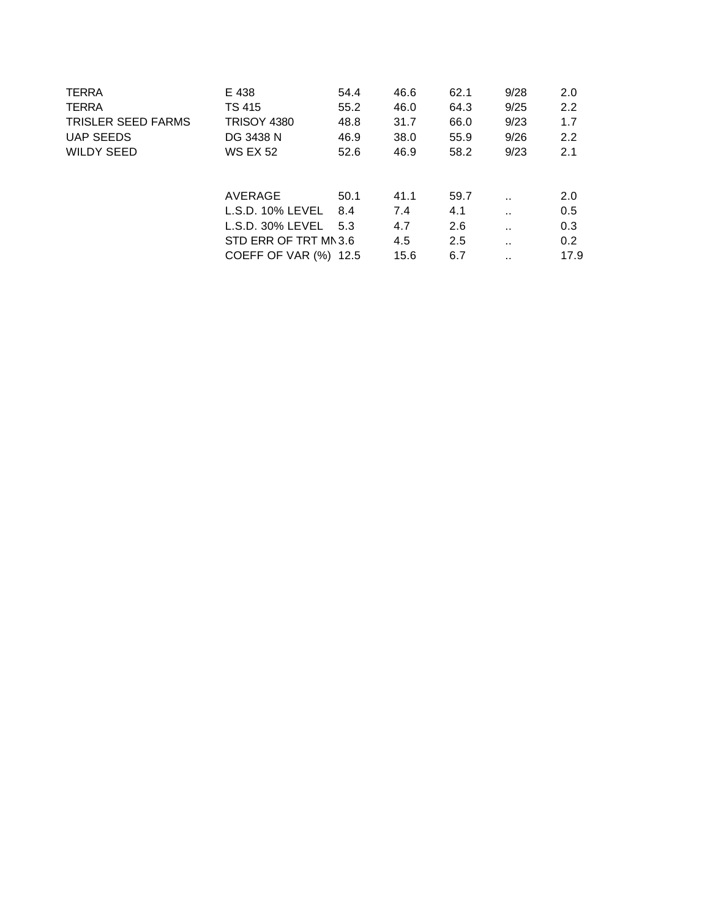| | | | | | | |
|---|---|---|---|---|---|---|
| TERRA | E 438 | 54.4 | 46.6 | 62.1 | 9/28 | 2.0 |
| TERRA | TS 415 | 55.2 | 46.0 | 64.3 | 9/25 | 2.2 |
| TRISLER SEED FARMS | TRISOY 4380 | 48.8 | 31.7 | 66.0 | 9/23 | 1.7 |
| UAP SEEDS | DG 3438 N | 46.9 | 38.0 | 55.9 | 9/26 | 2.2 |
| WILDY SEED | WS EX 52 | 52.6 | 46.9 | 58.2 | 9/23 | 2.1 |
| | | | | | | |
| | AVERAGE | 50.1 | 41.1 | 59.7 | .. | 2.0 |
| | L.S.D. 10% LEVEL | 8.4 | 7.4 | 4.1 | .. | 0.5 |
| | L.S.D. 30% LEVEL | 5.3 | 4.7 | 2.6 | .. | 0.3 |
| | STD ERR OF TRT MN | 3.6 | 4.5 | 2.5 | .. | 0.2 |
| | COEFF OF VAR (%) | 12.5 | 15.6 | 6.7 | .. | 17.9 |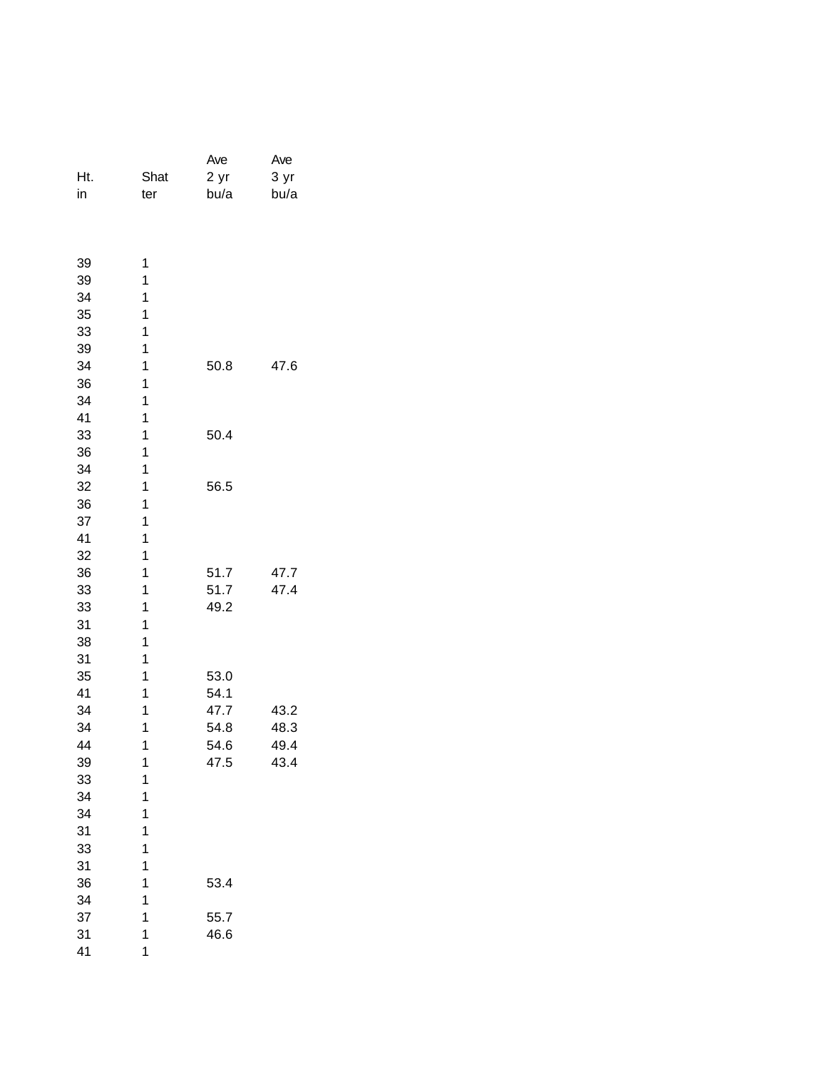| Ht. in | Shatter | Ave 2 yr bu/a | Ave 3 yr bu/a |
|---|---|---|---|
| 39 | 1 | | |
| 39 | 1 | | |
| 34 | 1 | | |
| 35 | 1 | | |
| 33 | 1 | | |
| 39 | 1 | | |
| 34 | 1 | 50.8 | 47.6 |
| 36 | 1 | | |
| 34 | 1 | | |
| 41 | 1 | | |
| 33 | 1 | 50.4 | |
| 36 | 1 | | |
| 34 | 1 | | |
| 32 | 1 | 56.5 | |
| 36 | 1 | | |
| 37 | 1 | | |
| 41 | 1 | | |
| 32 | 1 | | |
| 36 | 1 | 51.7 | 47.7 |
| 33 | 1 | 51.7 | 47.4 |
| 33 | 1 | 49.2 | |
| 31 | 1 | | |
| 38 | 1 | | |
| 31 | 1 | | |
| 35 | 1 | 53.0 | |
| 41 | 1 | 54.1 | |
| 34 | 1 | 47.7 | 43.2 |
| 34 | 1 | 54.8 | 48.3 |
| 44 | 1 | 54.6 | 49.4 |
| 39 | 1 | 47.5 | 43.4 |
| 33 | 1 | | |
| 34 | 1 | | |
| 34 | 1 | | |
| 31 | 1 | | |
| 33 | 1 | | |
| 31 | 1 | | |
| 36 | 1 | 53.4 | |
| 34 | 1 | | |
| 37 | 1 | 55.7 | |
| 31 | 1 | 46.6 | |
| 41 | 1 | | |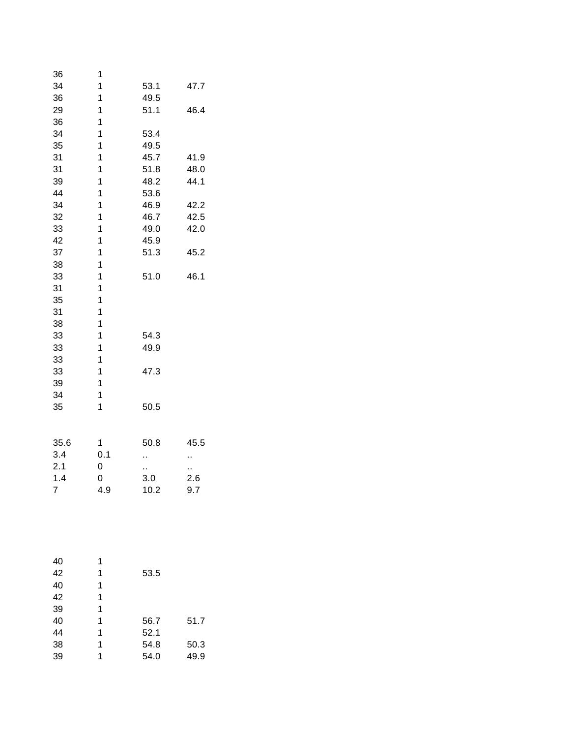| | | | |
|---|---|---|---|
| 36 | 1 | | |
| 34 | 1 | 53.1 | 47.7 |
| 36 | 1 | 49.5 | |
| 29 | 1 | 51.1 | 46.4 |
| 36 | 1 | | |
| 34 | 1 | 53.4 | |
| 35 | 1 | 49.5 | |
| 31 | 1 | 45.7 | 41.9 |
| 31 | 1 | 51.8 | 48.0 |
| 39 | 1 | 48.2 | 44.1 |
| 44 | 1 | 53.6 | |
| 34 | 1 | 46.9 | 42.2 |
| 32 | 1 | 46.7 | 42.5 |
| 33 | 1 | 49.0 | 42.0 |
| 42 | 1 | 45.9 | |
| 37 | 1 | 51.3 | 45.2 |
| 38 | 1 | | |
| 33 | 1 | 51.0 | 46.1 |
| 31 | 1 | | |
| 35 | 1 | | |
| 31 | 1 | | |
| 38 | 1 | | |
| 33 | 1 | 54.3 | |
| 33 | 1 | 49.9 | |
| 33 | 1 | | |
| 33 | 1 | 47.3 | |
| 39 | 1 | | |
| 34 | 1 | | |
| 35 | 1 | 50.5 | |

| | | | |
|---|---|---|---|
| 35.6 | 1 | 50.8 | 45.5 |
| 3.4 | 0.1 | .. | .. |
| 2.1 | 0 | .. | .. |
| 1.4 | 0 | 3.0 | 2.6 |
| 7 | 4.9 | 10.2 | 9.7 |

| | | | |
|---|---|---|---|
| 40 | 1 | | |
| 42 | 1 | 53.5 | |
| 40 | 1 | | |
| 42 | 1 | | |
| 39 | 1 | | |
| 40 | 1 | 56.7 | 51.7 |
| 44 | 1 | 52.1 | |
| 38 | 1 | 54.8 | 50.3 |
| 39 | 1 | 54.0 | 49.9 |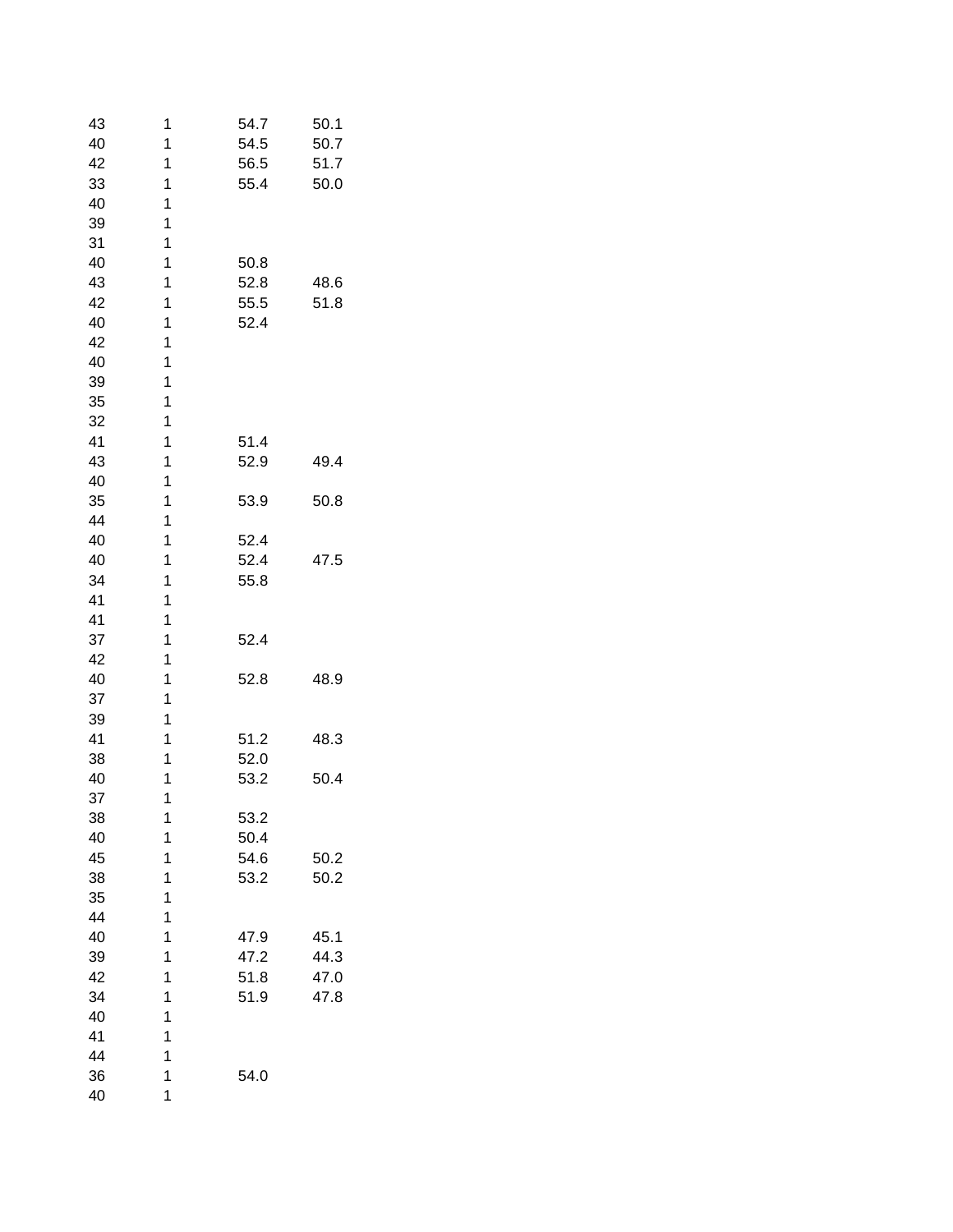| | | | |
|---|---|---|---|
| 43 | 1 | 54.7 | 50.1 |
| 40 | 1 | 54.5 | 50.7 |
| 42 | 1 | 56.5 | 51.7 |
| 33 | 1 | 55.4 | 50.0 |
| 40 | 1 | | |
| 39 | 1 | | |
| 31 | 1 | | |
| 40 | 1 | 50.8 | |
| 43 | 1 | 52.8 | 48.6 |
| 42 | 1 | 55.5 | 51.8 |
| 40 | 1 | 52.4 | |
| 42 | 1 | | |
| 40 | 1 | | |
| 39 | 1 | | |
| 35 | 1 | | |
| 32 | 1 | | |
| 41 | 1 | 51.4 | |
| 43 | 1 | 52.9 | 49.4 |
| 40 | 1 | | |
| 35 | 1 | 53.9 | 50.8 |
| 44 | 1 | | |
| 40 | 1 | 52.4 | |
| 40 | 1 | 52.4 | 47.5 |
| 34 | 1 | 55.8 | |
| 41 | 1 | | |
| 41 | 1 | | |
| 37 | 1 | 52.4 | |
| 42 | 1 | | |
| 40 | 1 | 52.8 | 48.9 |
| 37 | 1 | | |
| 39 | 1 | | |
| 41 | 1 | 51.2 | 48.3 |
| 38 | 1 | 52.0 | |
| 40 | 1 | 53.2 | 50.4 |
| 37 | 1 | | |
| 38 | 1 | 53.2 | |
| 40 | 1 | 50.4 | |
| 45 | 1 | 54.6 | 50.2 |
| 38 | 1 | 53.2 | 50.2 |
| 35 | 1 | | |
| 44 | 1 | | |
| 40 | 1 | 47.9 | 45.1 |
| 39 | 1 | 47.2 | 44.3 |
| 42 | 1 | 51.8 | 47.0 |
| 34 | 1 | 51.9 | 47.8 |
| 40 | 1 | | |
| 41 | 1 | | |
| 44 | 1 | | |
| 36 | 1 | 54.0 | |
| 40 | 1 | | |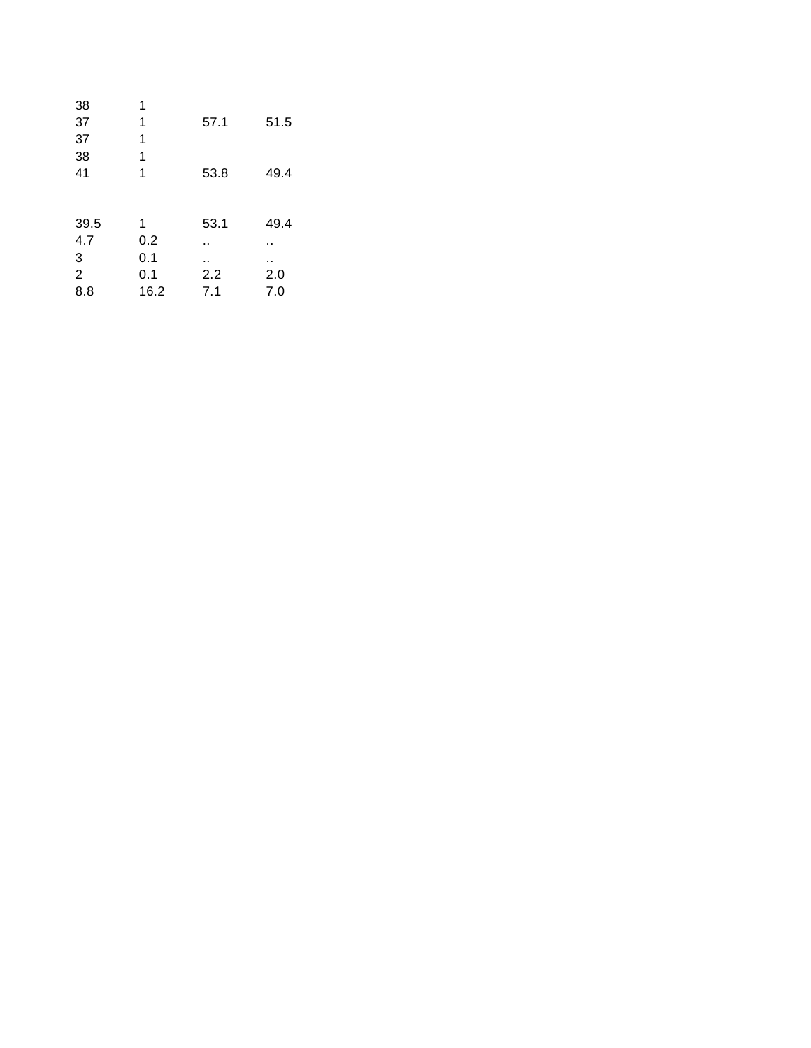| | | | |
|---|---|---|---|
| 38 | 1 | | |
| 37 | 1 | 57.1 | 51.5 |
| 37 | 1 | | |
| 38 | 1 | | |
| 41 | 1 | 53.8 | 49.4 |
| | | | |
| 39.5 | 1 | 53.1 | 49.4 |
| 4.7 | 0.2 | .. | .. |
| 3 | 0.1 | .. | .. |
| 2 | 0.1 | 2.2 | 2.0 |
| 8.8 | 16.2 | 7.1 | 7.0 |